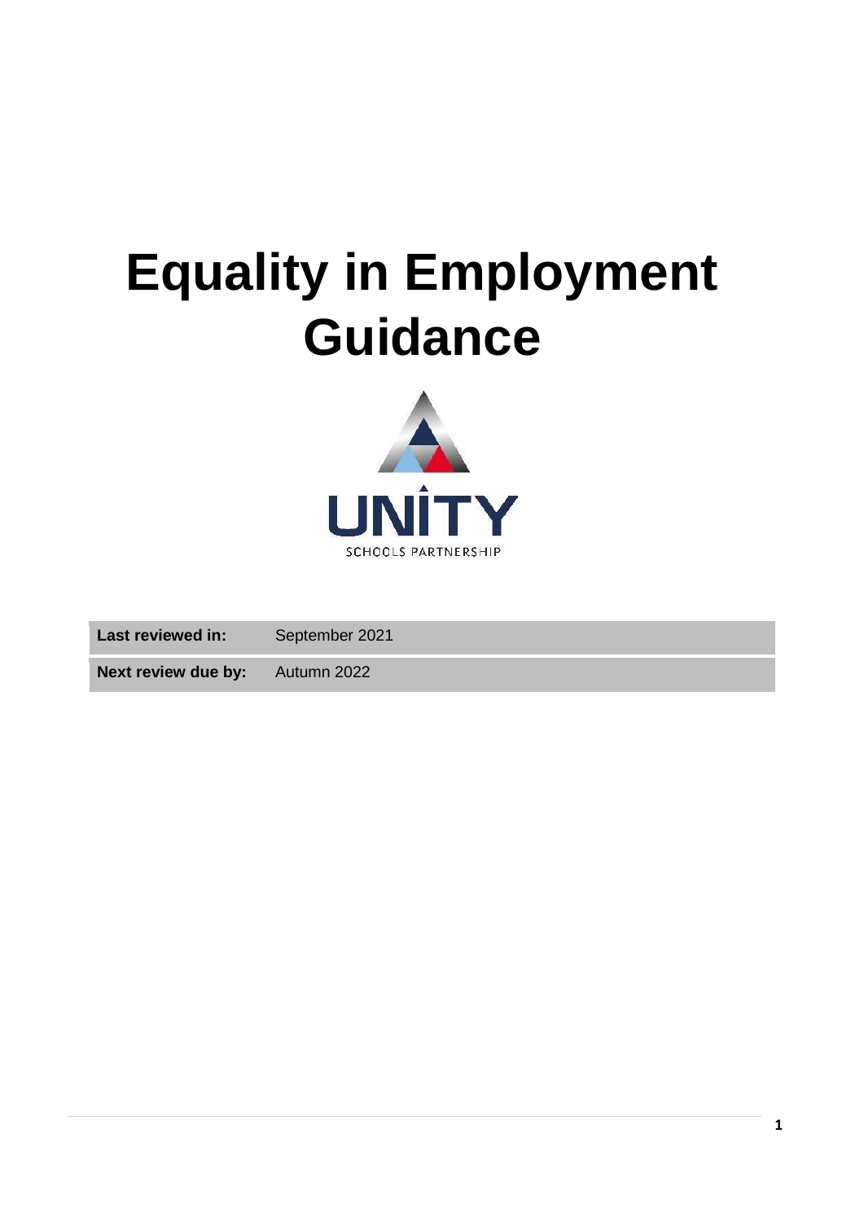# Equality in Employment Guidance

UNITY

SCHOOLS PARTNERSHIP

| Last reviewed in: | September 2021 |
|---|---|
| Next review due by: | Autumn 2022 |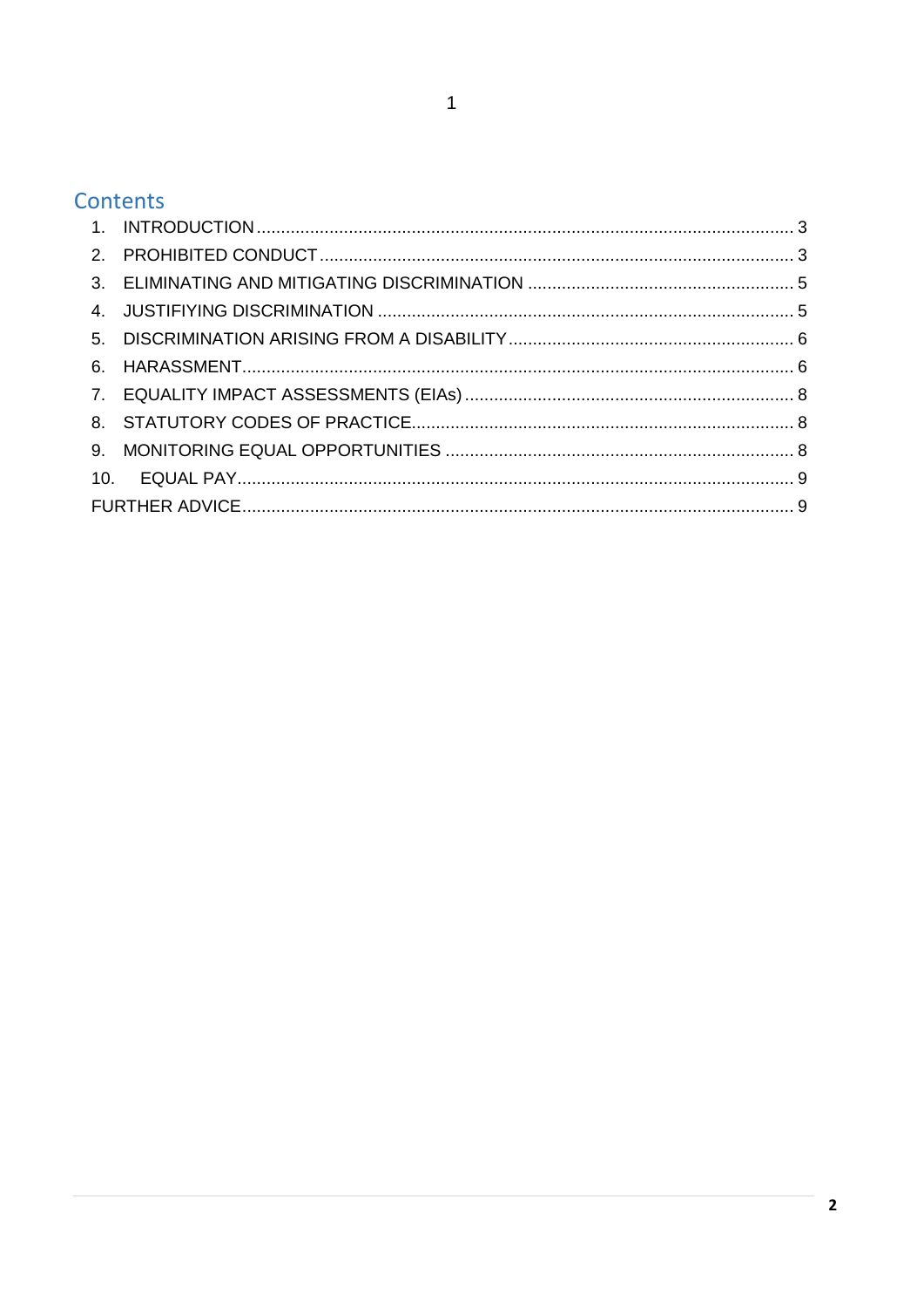## Contents

1. INTRODUCTION ........ 3
2. PROHIBITED CONDUCT ........ 3
3. ELIMINATING AND MITIGATING DISCRIMINATION ........ 5
4. JUSTIFIYING DISCRIMINATION ........ 5
5. DISCRIMINATION ARISING FROM A DISABILITY ........ 6
6. HARASSMENT ........ 6
7. EQUALITY IMPACT ASSESSMENTS (EIAs) ........ 8
8. STATUTORY CODES OF PRACTICE ........ 8
9. MONITORING EQUAL OPPORTUNITIES ........ 8
10. EQUAL PAY ........ 9

FURTHER ADVICE ........ 9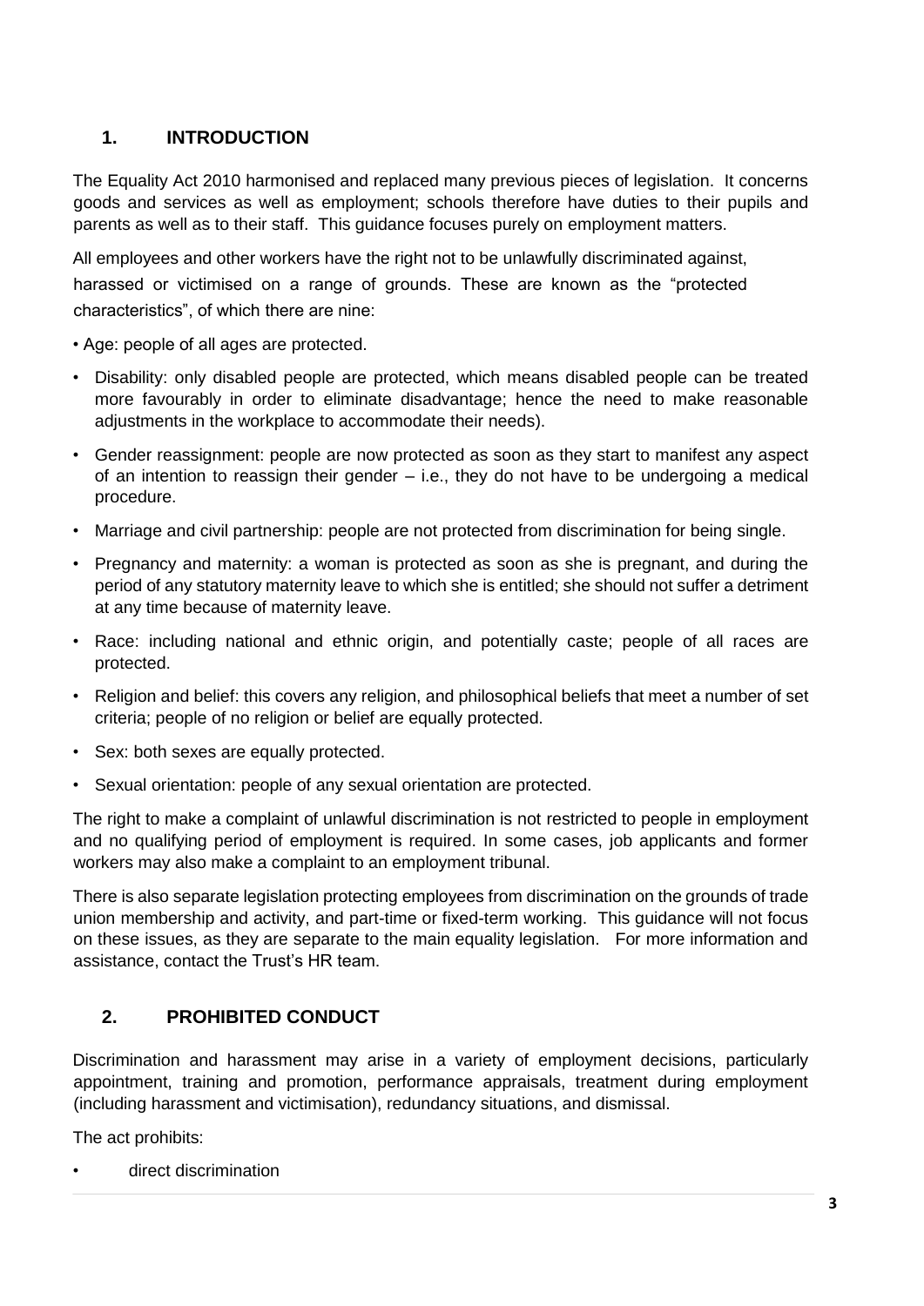## 1. INTRODUCTION

The Equality Act 2010 harmonised and replaced many previous pieces of legislation. It concerns goods and services as well as employment; schools therefore have duties to their pupils and parents as well as to their staff. This guidance focuses purely on employment matters.

All employees and other workers have the right not to be unlawfully discriminated against, harassed or victimised on a range of grounds. These are known as the "protected characteristics", of which there are nine:

- Age: people of all ages are protected.
- Disability: only disabled people are protected, which means disabled people can be treated more favourably in order to eliminate disadvantage; hence the need to make reasonable adjustments in the workplace to accommodate their needs).
- Gender reassignment: people are now protected as soon as they start to manifest any aspect of an intention to reassign their gender – i.e., they do not have to be undergoing a medical procedure.
- Marriage and civil partnership: people are not protected from discrimination for being single.
- Pregnancy and maternity: a woman is protected as soon as she is pregnant, and during the period of any statutory maternity leave to which she is entitled; she should not suffer a detriment at any time because of maternity leave.
- Race: including national and ethnic origin, and potentially caste; people of all races are protected.
- Religion and belief: this covers any religion, and philosophical beliefs that meet a number of set criteria; people of no religion or belief are equally protected.
- Sex: both sexes are equally protected.
- Sexual orientation: people of any sexual orientation are protected.

The right to make a complaint of unlawful discrimination is not restricted to people in employment and no qualifying period of employment is required. In some cases, job applicants and former workers may also make a complaint to an employment tribunal.

There is also separate legislation protecting employees from discrimination on the grounds of trade union membership and activity, and part-time or fixed-term working. This guidance will not focus on these issues, as they are separate to the main equality legislation. For more information and assistance, contact the Trust's HR team.

## 2. PROHIBITED CONDUCT

Discrimination and harassment may arise in a variety of employment decisions, particularly appointment, training and promotion, performance appraisals, treatment during employment (including harassment and victimisation), redundancy situations, and dismissal.

The act prohibits:

- direct discrimination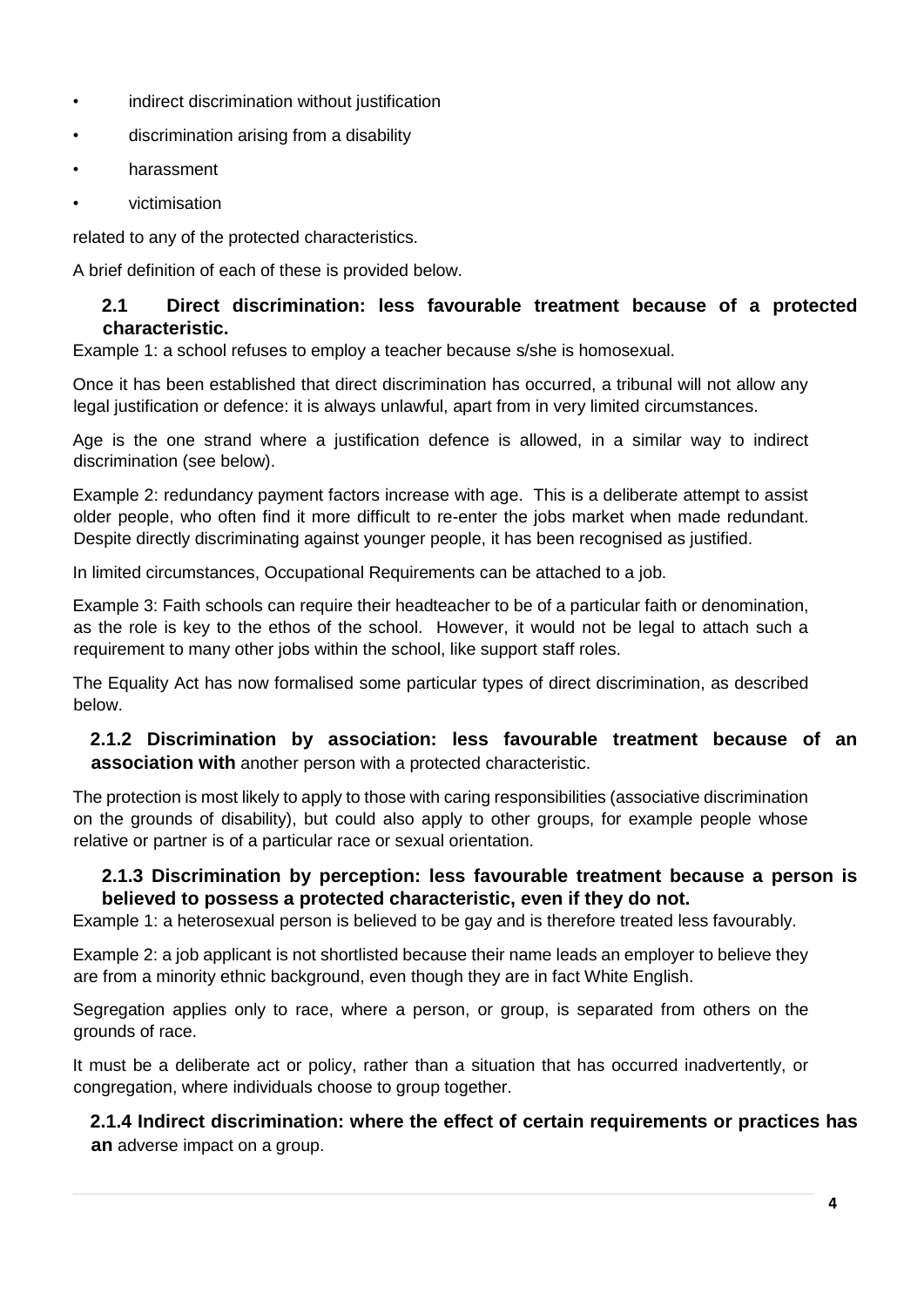- indirect discrimination without justification
- discrimination arising from a disability
- harassment
- victimisation

related to any of the protected characteristics.

A brief definition of each of these is provided below.

### 2.1 Direct discrimination: less favourable treatment because of a protected characteristic.

Example 1: a school refuses to employ a teacher because s/she is homosexual.

Once it has been established that direct discrimination has occurred, a tribunal will not allow any legal justification or defence: it is always unlawful, apart from in very limited circumstances.

Age is the one strand where a justification defence is allowed, in a similar way to indirect discrimination (see below).

Example 2: redundancy payment factors increase with age. This is a deliberate attempt to assist older people, who often find it more difficult to re-enter the jobs market when made redundant. Despite directly discriminating against younger people, it has been recognised as justified.

In limited circumstances, Occupational Requirements can be attached to a job.

Example 3: Faith schools can require their headteacher to be of a particular faith or denomination, as the role is key to the ethos of the school. However, it would not be legal to attach such a requirement to many other jobs within the school, like support staff roles.

The Equality Act has now formalised some particular types of direct discrimination, as described below.

#### 2.1.2 Discrimination by association: less favourable treatment because of an association with another person with a protected characteristic.

The protection is most likely to apply to those with caring responsibilities (associative discrimination on the grounds of disability), but could also apply to other groups, for example people whose relative or partner is of a particular race or sexual orientation.

#### 2.1.3 Discrimination by perception: less favourable treatment because a person is believed to possess a protected characteristic, even if they do not.

Example 1: a heterosexual person is believed to be gay and is therefore treated less favourably.

Example 2: a job applicant is not shortlisted because their name leads an employer to believe they are from a minority ethnic background, even though they are in fact White English.

Segregation applies only to race, where a person, or group, is separated from others on the grounds of race.

It must be a deliberate act or policy, rather than a situation that has occurred inadvertently, or congregation, where individuals choose to group together.

#### 2.1.4 Indirect discrimination: where the effect of certain requirements or practices has an adverse impact on a group.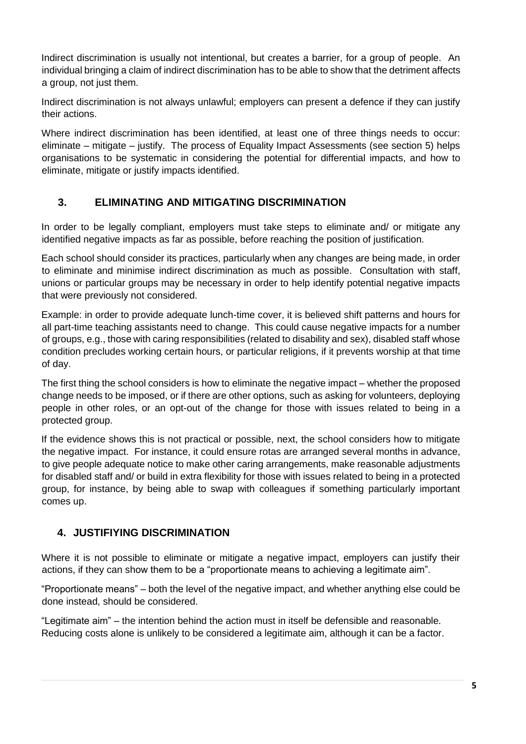Indirect discrimination is usually not intentional, but creates a barrier, for a group of people. An individual bringing a claim of indirect discrimination has to be able to show that the detriment affects a group, not just them.

Indirect discrimination is not always unlawful; employers can present a defence if they can justify their actions.

Where indirect discrimination has been identified, at least one of three things needs to occur: eliminate – mitigate – justify. The process of Equality Impact Assessments (see section 5) helps organisations to be systematic in considering the potential for differential impacts, and how to eliminate, mitigate or justify impacts identified.

## 3. ELIMINATING AND MITIGATING DISCRIMINATION

In order to be legally compliant, employers must take steps to eliminate and/ or mitigate any identified negative impacts as far as possible, before reaching the position of justification.

Each school should consider its practices, particularly when any changes are being made, in order to eliminate and minimise indirect discrimination as much as possible. Consultation with staff, unions or particular groups may be necessary in order to help identify potential negative impacts that were previously not considered.

Example: in order to provide adequate lunch-time cover, it is believed shift patterns and hours for all part-time teaching assistants need to change. This could cause negative impacts for a number of groups, e.g., those with caring responsibilities (related to disability and sex), disabled staff whose condition precludes working certain hours, or particular religions, if it prevents worship at that time of day.

The first thing the school considers is how to eliminate the negative impact – whether the proposed change needs to be imposed, or if there are other options, such as asking for volunteers, deploying people in other roles, or an opt-out of the change for those with issues related to being in a protected group.

If the evidence shows this is not practical or possible, next, the school considers how to mitigate the negative impact. For instance, it could ensure rotas are arranged several months in advance, to give people adequate notice to make other caring arrangements, make reasonable adjustments for disabled staff and/ or build in extra flexibility for those with issues related to being in a protected group, for instance, by being able to swap with colleagues if something particularly important comes up.

## 4. JUSTIFIYING DISCRIMINATION

Where it is not possible to eliminate or mitigate a negative impact, employers can justify their actions, if they can show them to be a "proportionate means to achieving a legitimate aim".

"Proportionate means" – both the level of the negative impact, and whether anything else could be done instead, should be considered.

"Legitimate aim" – the intention behind the action must in itself be defensible and reasonable. Reducing costs alone is unlikely to be considered a legitimate aim, although it can be a factor.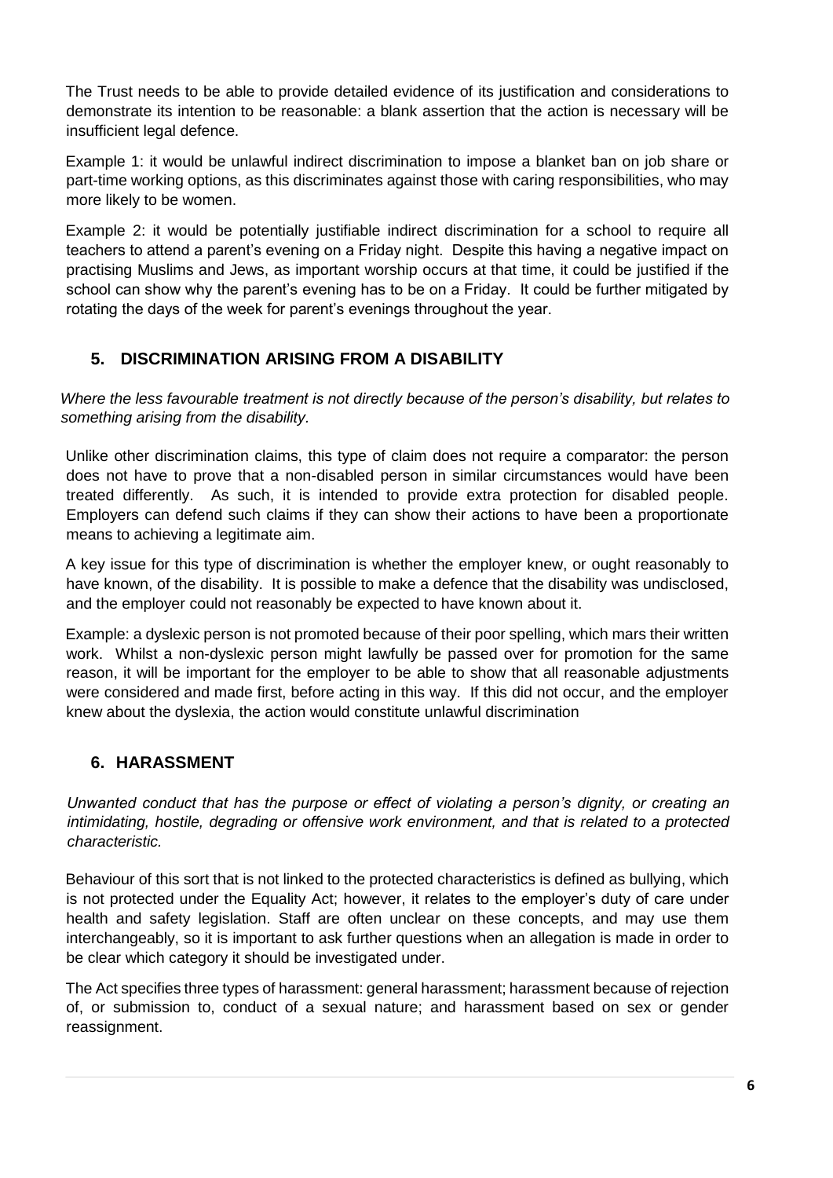The Trust needs to be able to provide detailed evidence of its justification and considerations to demonstrate its intention to be reasonable: a blank assertion that the action is necessary will be insufficient legal defence.

Example 1: it would be unlawful indirect discrimination to impose a blanket ban on job share or part-time working options, as this discriminates against those with caring responsibilities, who may more likely to be women.

Example 2: it would be potentially justifiable indirect discrimination for a school to require all teachers to attend a parent's evening on a Friday night. Despite this having a negative impact on practising Muslims and Jews, as important worship occurs at that time, it could be justified if the school can show why the parent's evening has to be on a Friday. It could be further mitigated by rotating the days of the week for parent's evenings throughout the year.

## 5. DISCRIMINATION ARISING FROM A DISABILITY

*Where the less favourable treatment is not directly because of the person's disability, but relates to something arising from the disability.*

Unlike other discrimination claims, this type of claim does not require a comparator: the person does not have to prove that a non-disabled person in similar circumstances would have been treated differently. As such, it is intended to provide extra protection for disabled people. Employers can defend such claims if they can show their actions to have been a proportionate means to achieving a legitimate aim.

A key issue for this type of discrimination is whether the employer knew, or ought reasonably to have known, of the disability. It is possible to make a defence that the disability was undisclosed, and the employer could not reasonably be expected to have known about it.

Example: a dyslexic person is not promoted because of their poor spelling, which mars their written work. Whilst a non-dyslexic person might lawfully be passed over for promotion for the same reason, it will be important for the employer to be able to show that all reasonable adjustments were considered and made first, before acting in this way. If this did not occur, and the employer knew about the dyslexia, the action would constitute unlawful discrimination

## 6. HARASSMENT

*Unwanted conduct that has the purpose or effect of violating a person's dignity, or creating an intimidating, hostile, degrading or offensive work environment, and that is related to a protected characteristic.*

Behaviour of this sort that is not linked to the protected characteristics is defined as bullying, which is not protected under the Equality Act; however, it relates to the employer's duty of care under health and safety legislation. Staff are often unclear on these concepts, and may use them interchangeably, so it is important to ask further questions when an allegation is made in order to be clear which category it should be investigated under.

The Act specifies three types of harassment: general harassment; harassment because of rejection of, or submission to, conduct of a sexual nature; and harassment based on sex or gender reassignment.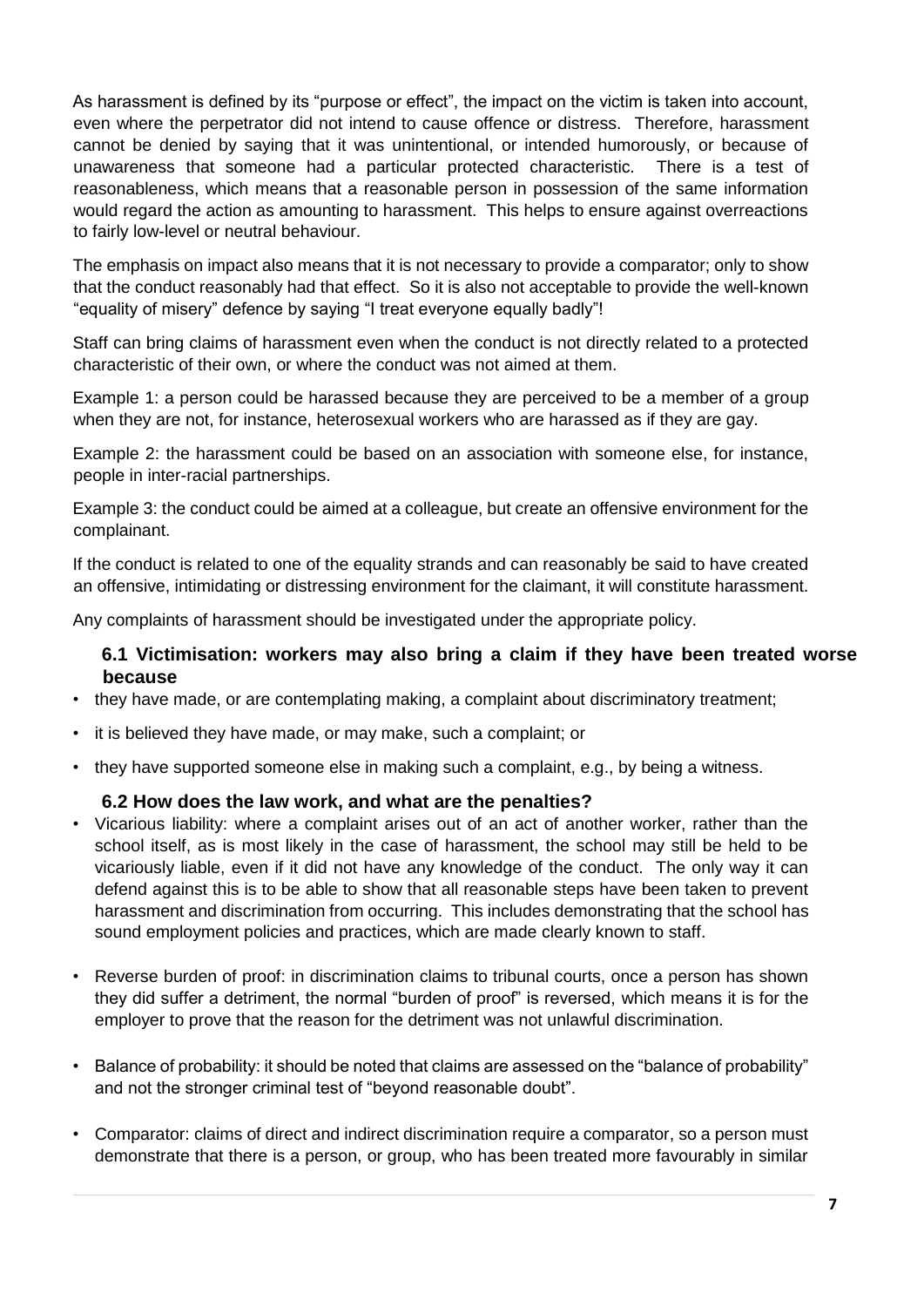As harassment is defined by its "purpose or effect", the impact on the victim is taken into account, even where the perpetrator did not intend to cause offence or distress. Therefore, harassment cannot be denied by saying that it was unintentional, or intended humorously, or because of unawareness that someone had a particular protected characteristic. There is a test of reasonableness, which means that a reasonable person in possession of the same information would regard the action as amounting to harassment. This helps to ensure against overreactions to fairly low-level or neutral behaviour.

The emphasis on impact also means that it is not necessary to provide a comparator; only to show that the conduct reasonably had that effect. So it is also not acceptable to provide the well-known "equality of misery" defence by saying "I treat everyone equally badly"!

Staff can bring claims of harassment even when the conduct is not directly related to a protected characteristic of their own, or where the conduct was not aimed at them.

Example 1: a person could be harassed because they are perceived to be a member of a group when they are not, for instance, heterosexual workers who are harassed as if they are gay.

Example 2: the harassment could be based on an association with someone else, for instance, people in inter-racial partnerships.

Example 3: the conduct could be aimed at a colleague, but create an offensive environment for the complainant.

If the conduct is related to one of the equality strands and can reasonably be said to have created an offensive, intimidating or distressing environment for the claimant, it will constitute harassment.

Any complaints of harassment should be investigated under the appropriate policy.

### 6.1 Victimisation: workers may also bring a claim if they have been treated worse because

- they have made, or are contemplating making, a complaint about discriminatory treatment;
- it is believed they have made, or may make, such a complaint; or
- they have supported someone else in making such a complaint, e.g., by being a witness.

### 6.2 How does the law work, and what are the penalties?

- Vicarious liability: where a complaint arises out of an act of another worker, rather than the school itself, as is most likely in the case of harassment, the school may still be held to be vicariously liable, even if it did not have any knowledge of the conduct. The only way it can defend against this is to be able to show that all reasonable steps have been taken to prevent harassment and discrimination from occurring. This includes demonstrating that the school has sound employment policies and practices, which are made clearly known to staff.
- Reverse burden of proof: in discrimination claims to tribunal courts, once a person has shown they did suffer a detriment, the normal "burden of proof" is reversed, which means it is for the employer to prove that the reason for the detriment was not unlawful discrimination.
- Balance of probability: it should be noted that claims are assessed on the "balance of probability" and not the stronger criminal test of "beyond reasonable doubt".
- Comparator: claims of direct and indirect discrimination require a comparator, so a person must demonstrate that there is a person, or group, who has been treated more favourably in similar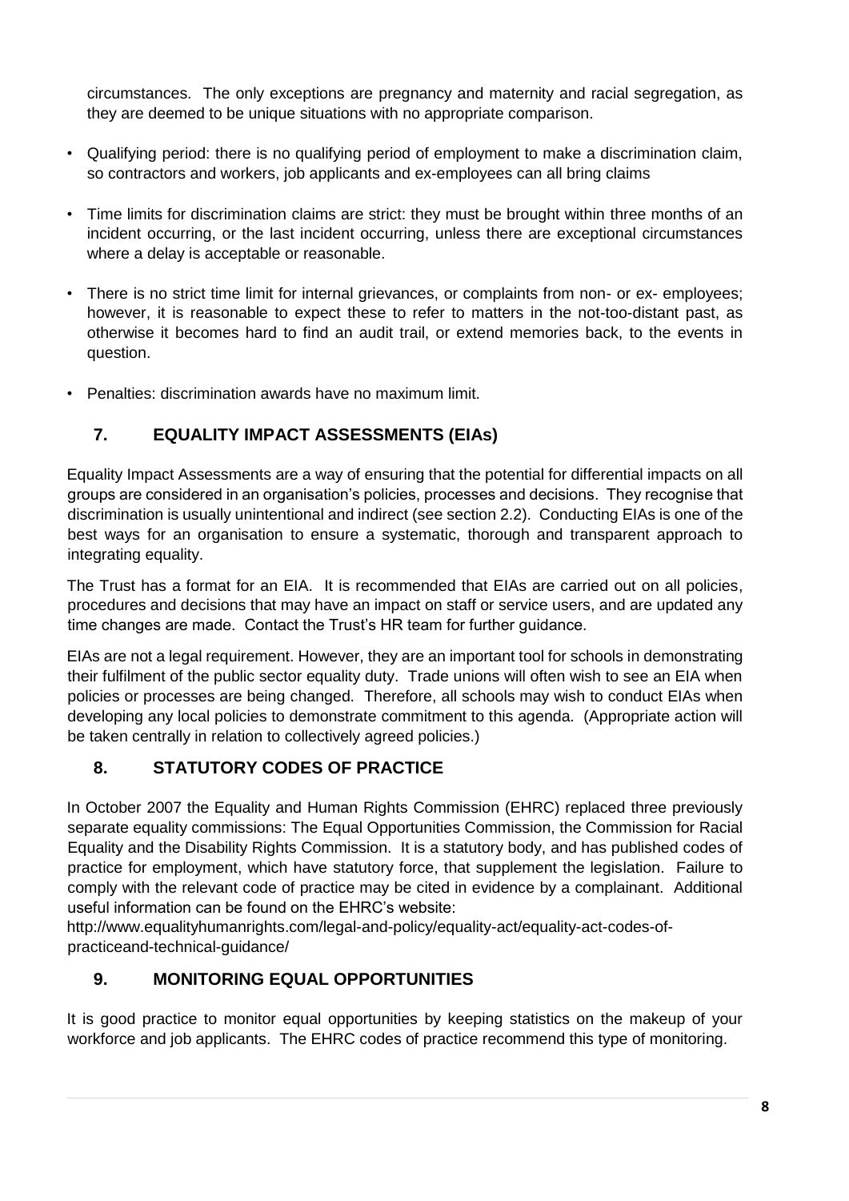circumstances. The only exceptions are pregnancy and maternity and racial segregation, as they are deemed to be unique situations with no appropriate comparison.

- Qualifying period: there is no qualifying period of employment to make a discrimination claim, so contractors and workers, job applicants and ex-employees can all bring claims
- Time limits for discrimination claims are strict: they must be brought within three months of an incident occurring, or the last incident occurring, unless there are exceptional circumstances where a delay is acceptable or reasonable.
- There is no strict time limit for internal grievances, or complaints from non- or ex- employees; however, it is reasonable to expect these to refer to matters in the not-too-distant past, as otherwise it becomes hard to find an audit trail, or extend memories back, to the events in question.
- Penalties: discrimination awards have no maximum limit.

## 7. EQUALITY IMPACT ASSESSMENTS (EIAs)

Equality Impact Assessments are a way of ensuring that the potential for differential impacts on all groups are considered in an organisation's policies, processes and decisions. They recognise that discrimination is usually unintentional and indirect (see section 2.2). Conducting EIAs is one of the best ways for an organisation to ensure a systematic, thorough and transparent approach to integrating equality.

The Trust has a format for an EIA. It is recommended that EIAs are carried out on all policies, procedures and decisions that may have an impact on staff or service users, and are updated any time changes are made. Contact the Trust's HR team for further guidance.

EIAs are not a legal requirement. However, they are an important tool for schools in demonstrating their fulfilment of the public sector equality duty. Trade unions will often wish to see an EIA when policies or processes are being changed. Therefore, all schools may wish to conduct EIAs when developing any local policies to demonstrate commitment to this agenda. (Appropriate action will be taken centrally in relation to collectively agreed policies.)

## 8. STATUTORY CODES OF PRACTICE

In October 2007 the Equality and Human Rights Commission (EHRC) replaced three previously separate equality commissions: The Equal Opportunities Commission, the Commission for Racial Equality and the Disability Rights Commission. It is a statutory body, and has published codes of practice for employment, which have statutory force, that supplement the legislation. Failure to comply with the relevant code of practice may be cited in evidence by a complainant. Additional useful information can be found on the EHRC's website:
http://www.equalityhumanrights.com/legal-and-policy/equality-act/equality-act-codes-of-practiceand-technical-guidance/

## 9. MONITORING EQUAL OPPORTUNITIES

It is good practice to monitor equal opportunities by keeping statistics on the makeup of your workforce and job applicants. The EHRC codes of practice recommend this type of monitoring.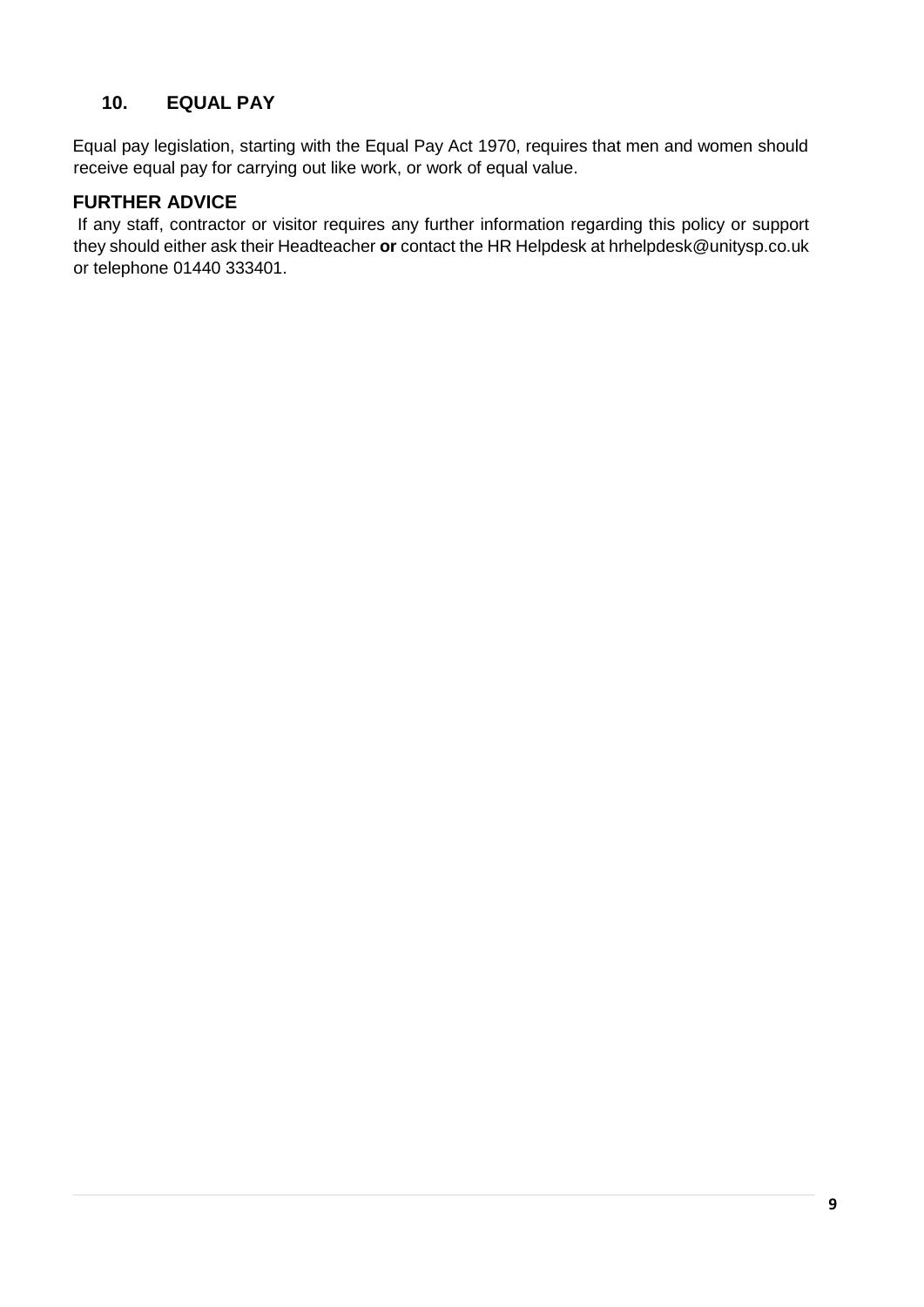## 10. EQUAL PAY

Equal pay legislation, starting with the Equal Pay Act 1970, requires that men and women should receive equal pay for carrying out like work, or work of equal value.

## FURTHER ADVICE

If any staff, contractor or visitor requires any further information regarding this policy or support they should either ask their Headteacher **or** contact the HR Helpdesk at hrhelpdesk@unitysp.co.uk or telephone 01440 333401.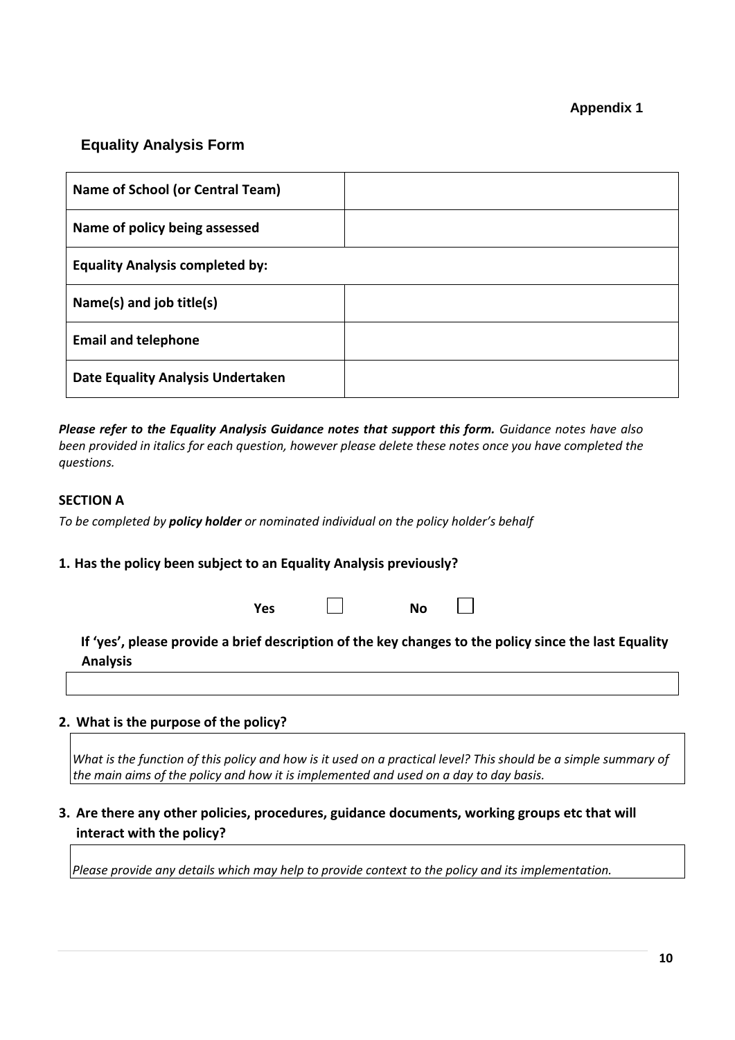**Appendix 1**

## Equality Analysis Form

| | |
|---|---|
| **Name of School (or Central Team)** | |
| **Name of policy being assessed** | |
| **Equality Analysis completed by:** | |
| **Name(s) and job title(s)** | |
| **Email and telephone** | |
| **Date Equality Analysis Undertaken** | |

***Please refer to the Equality Analysis Guidance notes that support this form.*** *Guidance notes have also been provided in italics for each question, however please delete these notes once you have completed the questions.*

### SECTION A

*To be completed by **policy holder** or nominated individual on the policy holder's behalf*

**1. Has the policy been subject to an Equality Analysis previously?**

**Yes** ☐ **No** ☐

**If 'yes', please provide a brief description of the key changes to the policy since the last Equality Analysis**

| |
|---|
| |

**2. What is the purpose of the policy?**

| |
|---|
| *What is the function of this policy and how is it used on a practical level? This should be a simple summary of the main aims of the policy and how it is implemented and used on a day to day basis.* |

**3. Are there any other policies, procedures, guidance documents, working groups etc that will interact with the policy?**

| |
|---|
| *Please provide any details which may help to provide context to the policy and its implementation.* |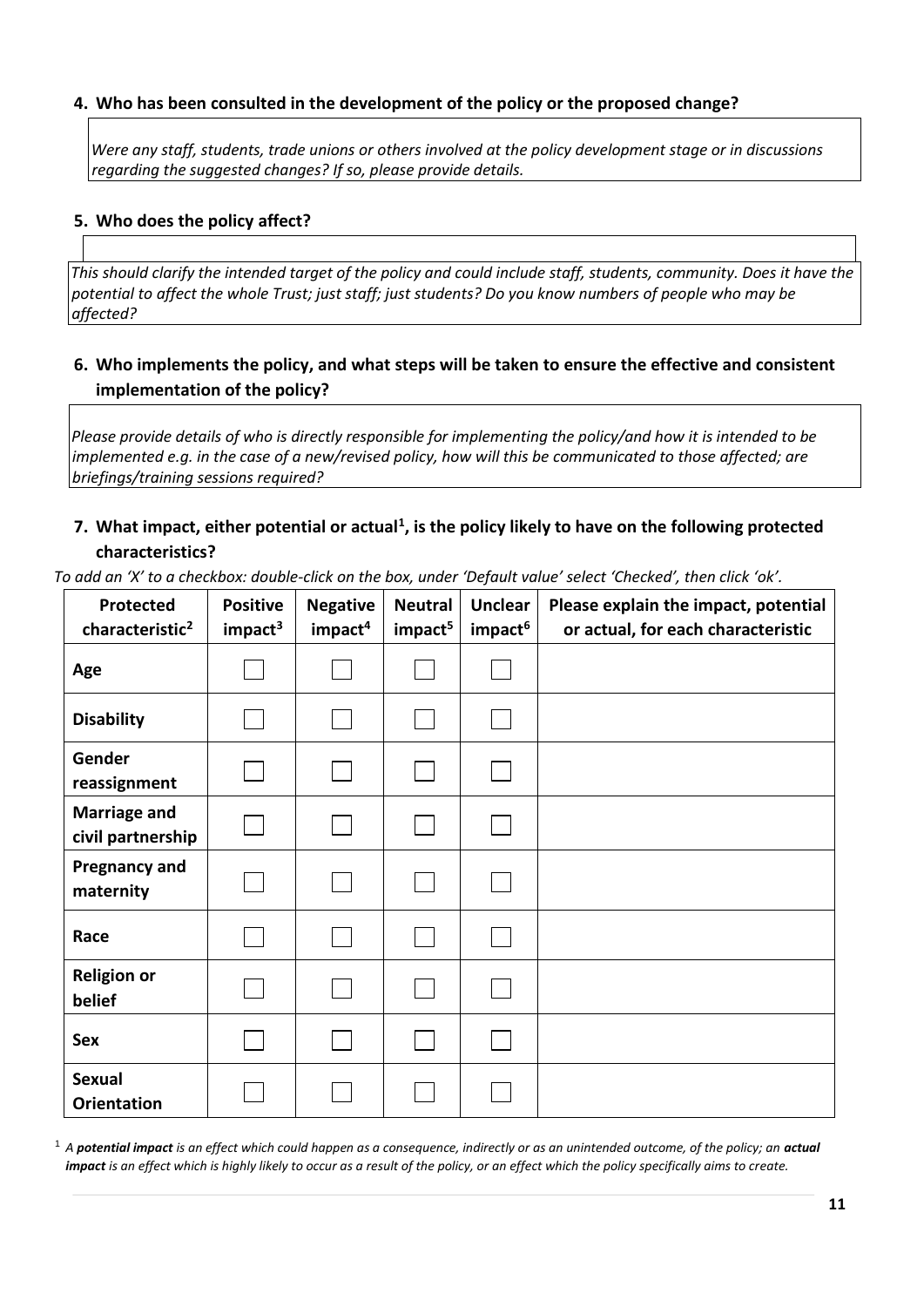**4. Who has been consulted in the development of the policy or the proposed change?**

*Were any staff, students, trade unions or others involved at the policy development stage or in discussions regarding the suggested changes? If so, please provide details.*

**5. Who does the policy affect?**

*This should clarify the intended target of the policy and could include staff, students, community. Does it have the potential to affect the whole Trust; just staff; just students? Do you know numbers of people who may be affected?*

**6. Who implements the policy, and what steps will be taken to ensure the effective and consistent implementation of the policy?**

*Please provide details of who is directly responsible for implementing the policy/and how it is intended to be implemented e.g. in the case of a new/revised policy, how will this be communicated to those affected; are briefings/training sessions required?*

**7. What impact, either potential or actual[1], is the policy likely to have on the following protected characteristics?**

*To add an 'X' to a checkbox: double-click on the box, under 'Default value' select 'Checked', then click 'ok'.*

| Protected characteristic[2] | Positive impact[3] | Negative impact[4] | Neutral impact[5] | Unclear impact[6] | Please explain the impact, potential or actual, for each characteristic |
|---|---|---|---|---|---|
| **Age** | ☐ | ☐ | ☐ | ☐ | |
| **Disability** | ☐ | ☐ | ☐ | ☐ | |
| **Gender reassignment** | ☐ | ☐ | ☐ | ☐ | |
| **Marriage and civil partnership** | ☐ | ☐ | ☐ | ☐ | |
| **Pregnancy and maternity** | ☐ | ☐ | ☐ | ☐ | |
| **Race** | ☐ | ☐ | ☐ | ☐ | |
| **Religion or belief** | ☐ | ☐ | ☐ | ☐ | |
| **Sex** | ☐ | ☐ | ☐ | ☐ | |
| **Sexual Orientation** | ☐ | ☐ | ☐ | ☐ | |

[1] *A **potential impact** is an effect which could happen as a consequence, indirectly or as an unintended outcome, of the policy; an **actual impact** is an effect which is highly likely to occur as a result of the policy, or an effect which the policy specifically aims to create.*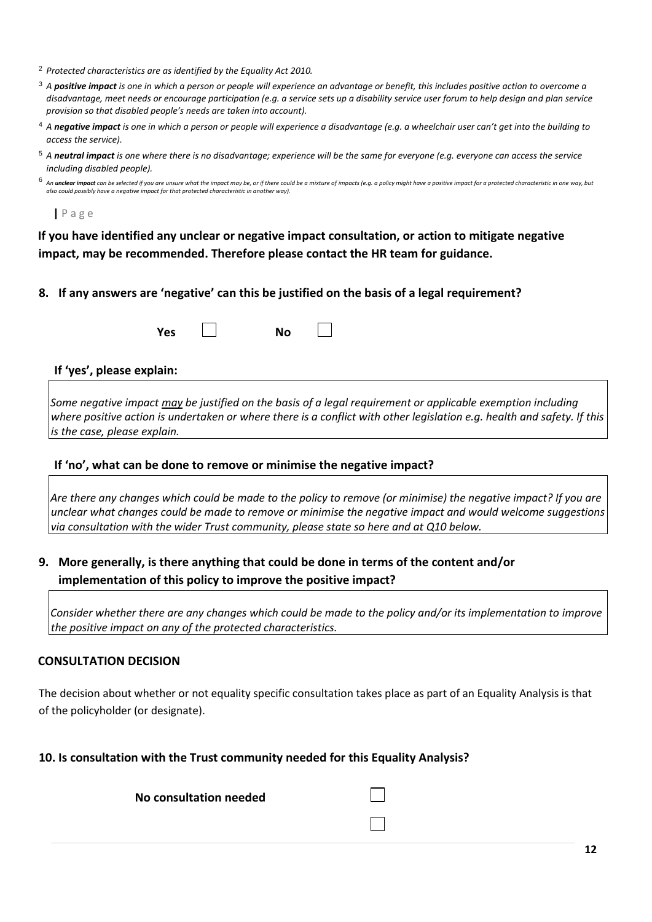[2] *Protected characteristics are as identified by the Equality Act 2010.*

[3] *A **positive impact** is one in which a person or people will experience an advantage or benefit, this includes positive action to overcome a disadvantage, meet needs or encourage participation (e.g. a service sets up a disability service user forum to help design and plan service provision so that disabled people's needs are taken into account).*

[4] *A **negative impact** is one in which a person or people will experience a disadvantage (e.g. a wheelchair user can't get into the building to access the service).*

[5] *A **neutral impact** is one where there is no disadvantage; experience will be the same for everyone (e.g. everyone can access the service including disabled people).*

[6] *An **unclear impact** can be selected if you are unsure what the impact may be, or if there could be a mixture of impacts (e.g. a policy might have a positive impact for a protected characteristic in one way, but also could possibly have a negative impact for that protected characteristic in another way).*

**If you have identified any unclear or negative impact consultation, or action to mitigate negative impact, may be recommended. Therefore please contact the HR team for guidance.**

**8. If any answers are 'negative' can this be justified on the basis of a legal requirement?**

**Yes** ☐ **No** ☐

**If 'yes', please explain:**

*Some negative impact may be justified on the basis of a legal requirement or applicable exemption including where positive action is undertaken or where there is a conflict with other legislation e.g. health and safety. If this is the case, please explain.*

**If 'no', what can be done to remove or minimise the negative impact?**

*Are there any changes which could be made to the policy to remove (or minimise) the negative impact? If you are unclear what changes could be made to remove or minimise the negative impact and would welcome suggestions via consultation with the wider Trust community, please state so here and at Q10 below.*

**9. More generally, is there anything that could be done in terms of the content and/or implementation of this policy to improve the positive impact?**

*Consider whether there are any changes which could be made to the policy and/or its implementation to improve the positive impact on any of the protected characteristics.*

**CONSULTATION DECISION**

The decision about whether or not equality specific consultation takes place as part of an Equality Analysis is that of the policyholder (or designate).

**10. Is consultation with the Trust community needed for this Equality Analysis?**

**No consultation needed** ☐

☐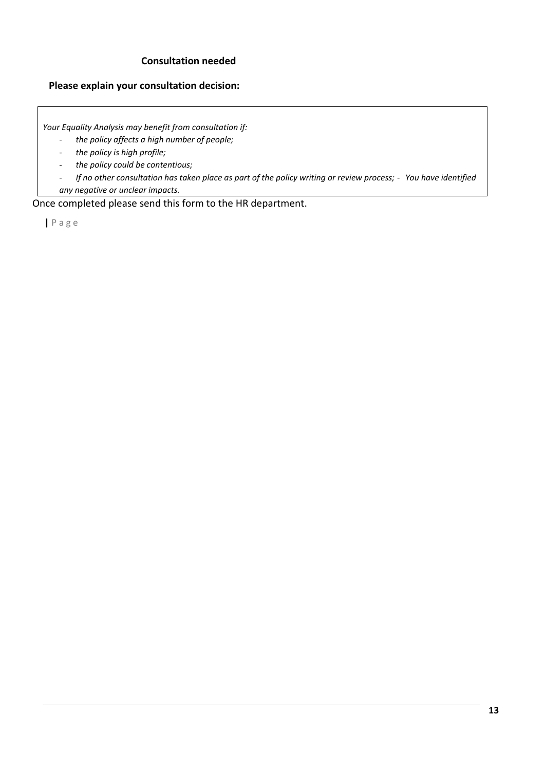**Consultation needed**

**Please explain your consultation decision:**

| |
|---|
| *Your Equality Analysis may benefit from consultation if:*<br>- *the policy affects a high number of people;*<br>- *the policy is high profile;*<br>- *the policy could be contentious;*<br>- *If no other consultation has taken place as part of the policy writing or review process;* - *You have identified any negative or unclear impacts.* |

Once completed please send this form to the HR department.